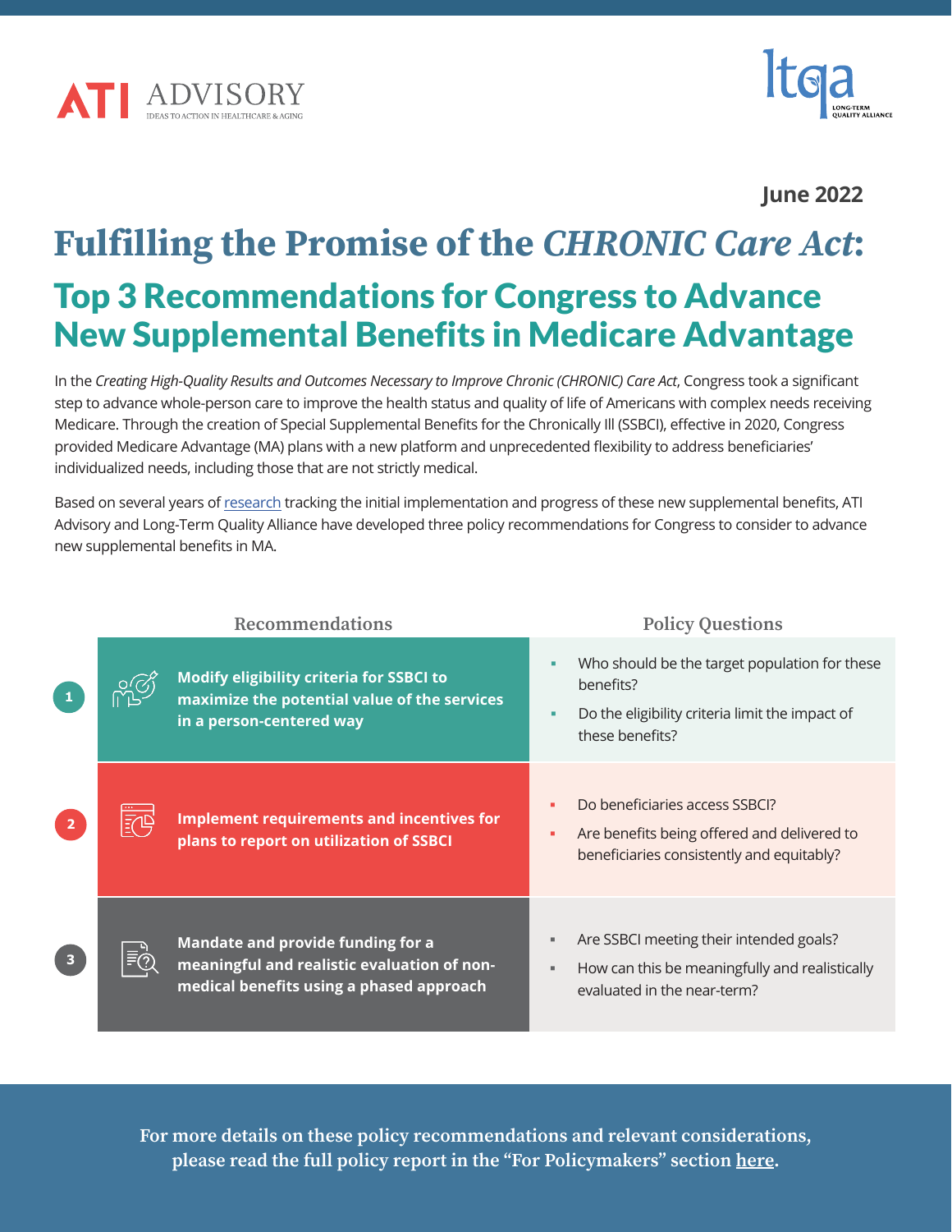ATI ADVISORY
IDEAS TO ACTION IN HEALTHCARE & AGING

ltqa LONG-TERM QUALITY ALLIANCE

**June 2022**

# Fulfilling the Promise of the *CHRONIC Care Act*:

## Top 3 Recommendations for Congress to Advance New Supplemental Benefits in Medicare Advantage

In the *Creating High-Quality Results and Outcomes Necessary to Improve Chronic (CHRONIC) Care Act*, Congress took a significant step to advance whole-person care to improve the health status and quality of life of Americans with complex needs receiving Medicare. Through the creation of Special Supplemental Benefits for the Chronically Ill (SSBCI), effective in 2020, Congress provided Medicare Advantage (MA) plans with a new platform and unprecedented flexibility to address beneficiaries' individualized needs, including those that are not strictly medical.

Based on several years of research tracking the initial implementation and progress of these new supplemental benefits, ATI Advisory and Long-Term Quality Alliance have developed three policy recommendations for Congress to consider to advance new supplemental benefits in MA.

| | Recommendations | Policy Questions |
| --- | --- | --- |
| 1 | **Modify eligibility criteria for SSBCI to maximize the potential value of the services in a person-centered way** | Who should be the target population for these benefits?<br>Do the eligibility criteria limit the impact of these benefits? |
| 2 | **Implement requirements and incentives for plans to report on utilization of SSBCI** | Do beneficiaries access SSBCI?<br>Are benefits being offered and delivered to beneficiaries consistently and equitably? |
| 3 | **Mandate and provide funding for a meaningful and realistic evaluation of non-medical benefits using a phased approach** | Are SSBCI meeting their intended goals?<br>How can this be meaningfully and realistically evaluated in the near-term? |

**For more details on these policy recommendations and relevant considerations, please read the full policy report in the "For Policymakers" section here.**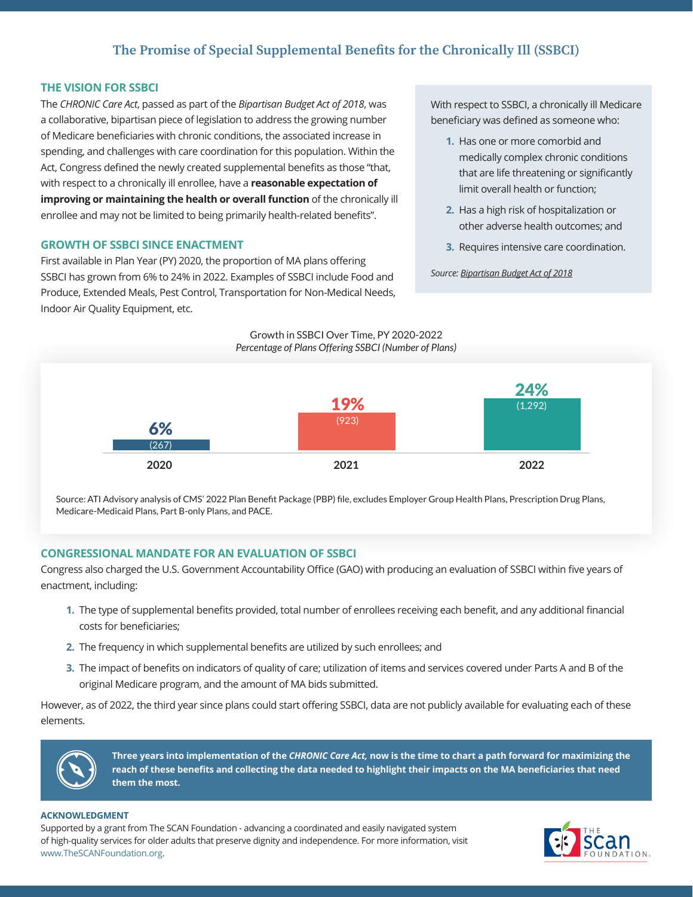## The Promise of Special Supplemental Benefits for the Chronically Ill (SSBCI)

### THE VISION FOR SSBCI

The *CHRONIC Care Act*, passed as part of the *Bipartisan Budget Act of 2018*, was a collaborative, bipartisan piece of legislation to address the growing number of Medicare beneficiaries with chronic conditions, the associated increase in spending, and challenges with care coordination for this population. Within the Act, Congress defined the newly created supplemental benefits as those "that, with respect to a chronically ill enrollee, have a **reasonable expectation of improving or maintaining the health or overall function** of the chronically ill enrollee and may not be limited to being primarily health-related benefits".

### GROWTH OF SSBCI SINCE ENACTMENT

First available in Plan Year (PY) 2020, the proportion of MA plans offering SSBCI has grown from 6% to 24% in 2022. Examples of SSBCI include Food and Produce, Extended Meals, Pest Control, Transportation for Non-Medical Needs, Indoor Air Quality Equipment, etc.

With respect to SSBCI, a chronically ill Medicare beneficiary was defined as someone who:

1. Has one or more comorbid and medically complex chronic conditions that are life threatening or significantly limit overall health or function;
2. Has a high risk of hospitalization or other adverse health outcomes; and
3. Requires intensive care coordination.

*Source: Bipartisan Budget Act of 2018*

Growth in SSBCI Over Time, PY 2020-2022

*Percentage of Plans Offering SSBCI (Number of Plans)*

6%
(267)
2020

19%
(923)
2021

24%
(1,292)
2022

Source: ATI Advisory analysis of CMS' 2022 Plan Benefit Package (PBP) file, excludes Employer Group Health Plans, Prescription Drug Plans, Medicare-Medicaid Plans, Part B-only Plans, and PACE.

### CONGRESSIONAL MANDATE FOR AN EVALUATION OF SSBCI

Congress also charged the U.S. Government Accountability Office (GAO) with producing an evaluation of SSBCI within five years of enactment, including:

1. The type of supplemental benefits provided, total number of enrollees receiving each benefit, and any additional financial costs for beneficiaries;
2. The frequency in which supplemental benefits are utilized by such enrollees; and
3. The impact of benefits on indicators of quality of care; utilization of items and services covered under Parts A and B of the original Medicare program, and the amount of MA bids submitted.

However, as of 2022, the third year since plans could start offering SSBCI, data are not publicly available for evaluating each of these elements.

**Three years into implementation of the *CHRONIC Care Act,* now is the time to chart a path forward for maximizing the reach of these benefits and collecting the data needed to highlight their impacts on the MA beneficiaries that need them the most.**

**ACKNOWLEDGMENT**

Supported by a grant from The SCAN Foundation - advancing a coordinated and easily navigated system of high-quality services for older adults that preserve dignity and independence. For more information, visit www.TheSCANFoundation.org.

THE SCAN FOUNDATION